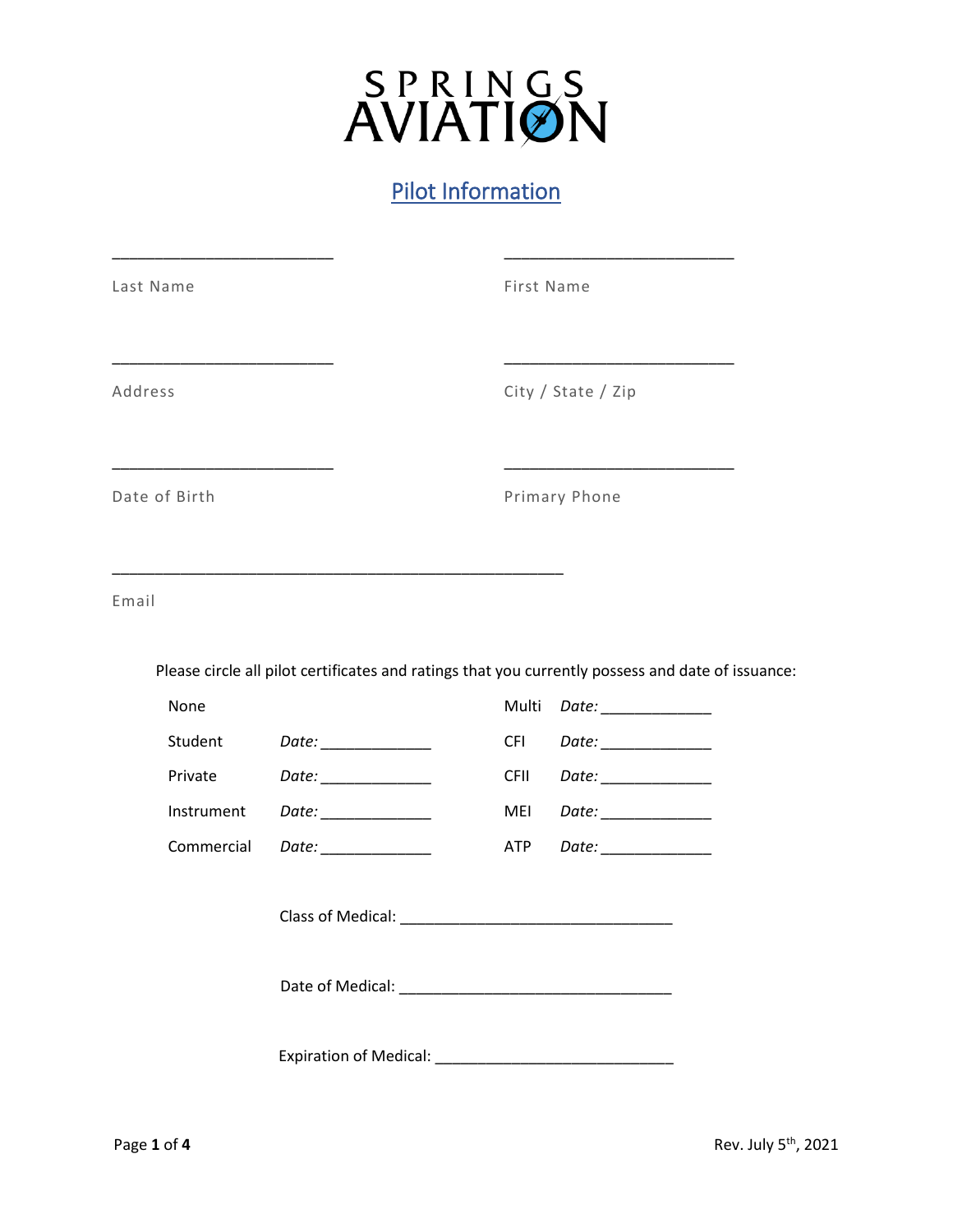# SPRINGS AVIATION

## Pilot Information

_________________________ Last Name

_________________________ First Name

_________________________ Address

_________________________ City / State / Zip

_________________________ Date of Birth

_________________________ Primary Phone

__________________________________________________ Email

Please circle all pilot certificates and ratings that you currently possess and date of issuance:

| | | | |
|---|---|---|---|
| None | | Multi | *Date:* _____________ |
| Student | *Date:* _____________ | CFI | *Date:* _____________ |
| Private | *Date:* _____________ | CFII | *Date:* _____________ |
| Instrument | *Date:* _____________ | MEI | *Date:* _____________ |
| Commercial | *Date:* _____________ | ATP | *Date:* _____________ |

Class of Medical: _______________________________

Date of Medical: _______________________________

Expiration of Medical: ___________________________

Rev. July 5th, 2021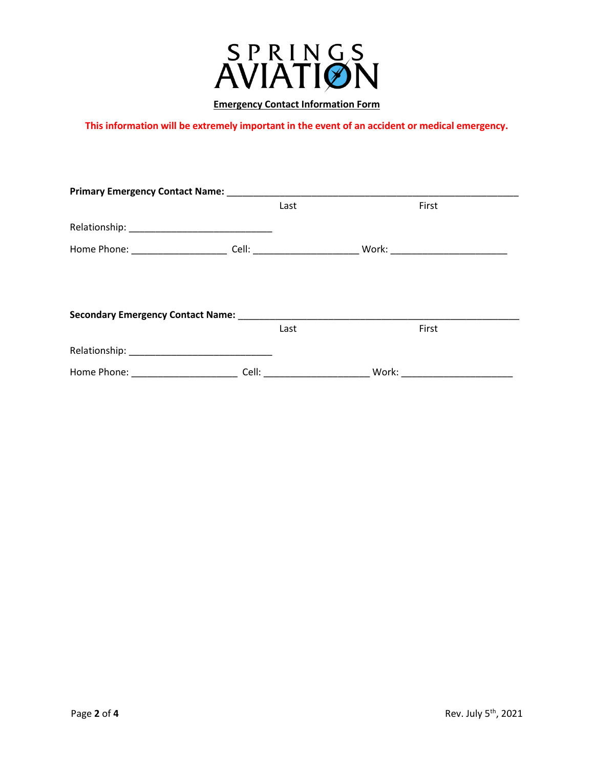SPRINGS AVIATION

**Emergency Contact Information Form**

**This information will be extremely important in the event of an accident or medical emergency.**

**Primary Emergency Contact Name:** ________________________________________________________

Last                                        First

Relationship: ___________________________

Home Phone: __________________ Cell: ____________________ Work: ______________________

**Secondary Emergency Contact Name:** _____________________________________________________

Last                                        First

Relationship: ___________________________

Home Phone: ____________________ Cell: ____________________ Work: _____________________

Rev. July 5th, 2021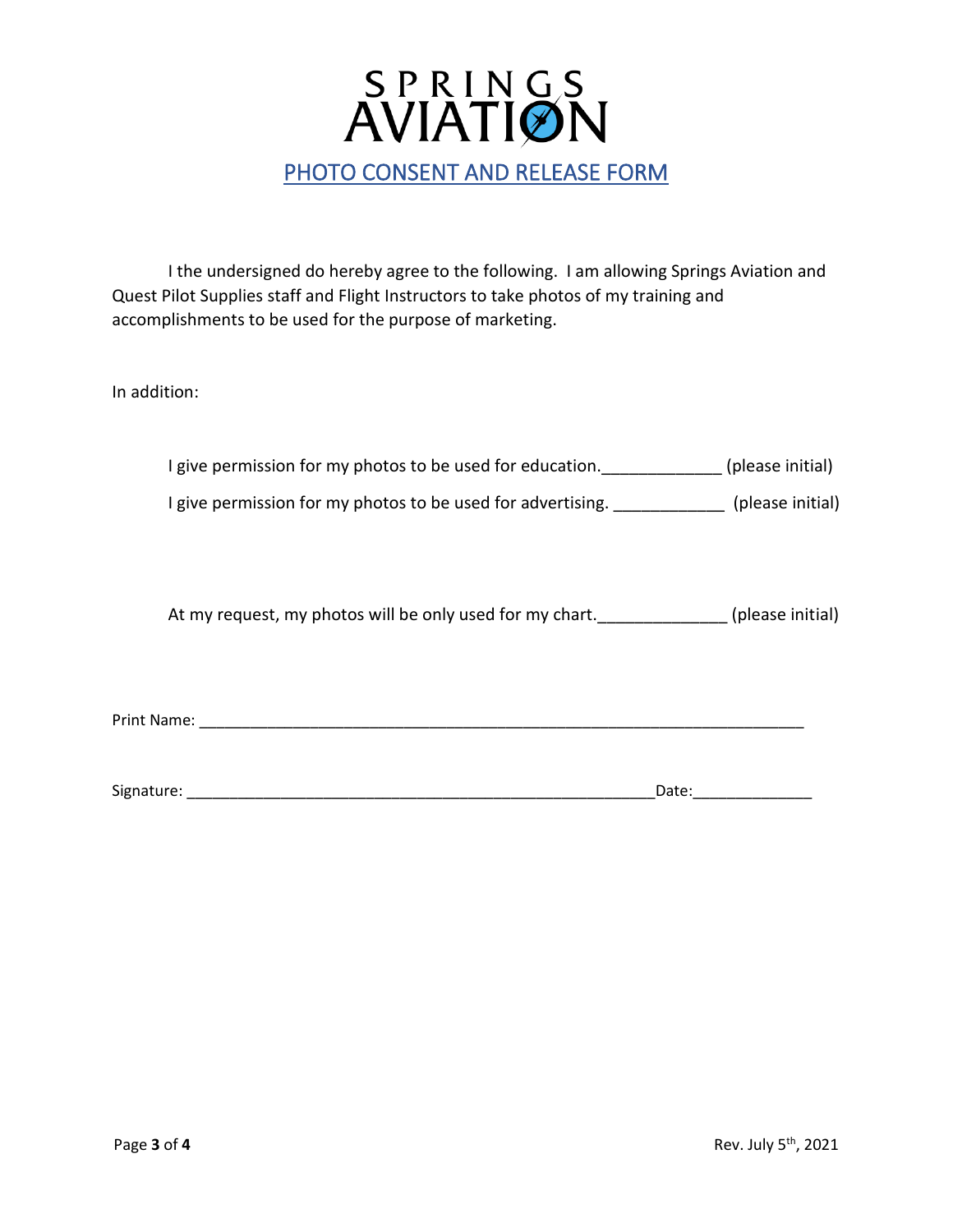# SPRINGS AVIATION

## PHOTO CONSENT AND RELEASE FORM

I the undersigned do hereby agree to the following. I am allowing Springs Aviation and Quest Pilot Supplies staff and Flight Instructors to take photos of my training and accomplishments to be used for the purpose of marketing.

In addition:

I give permission for my photos to be used for education.____________ (please initial)

I give permission for my photos to be used for advertising. ____________ (please initial)

At my request, my photos will be only used for my chart.______________ (please initial)

Print Name: ___________________________________________________________________________

Signature: ___________________________________________________________Date:______________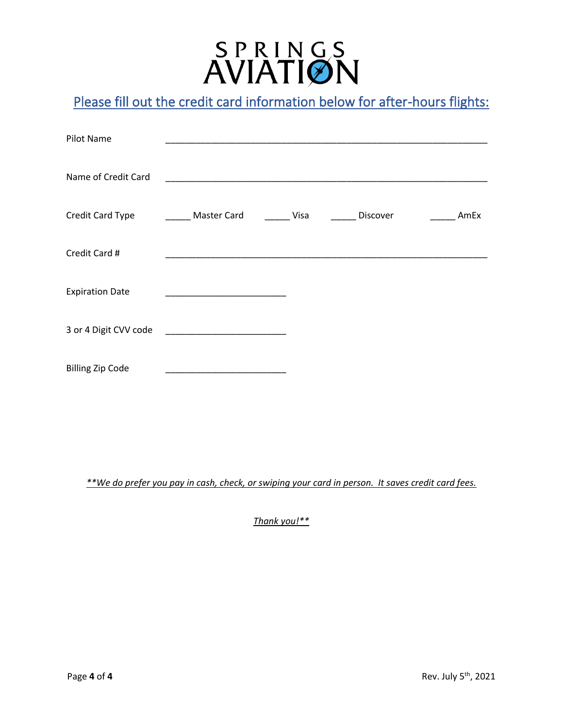# SPRINGS AVIATION

## Please fill out the credit card information below for after-hours flights:

Pilot Name ___________________________________________________________________

Name of Credit Card ___________________________________________________________________

Credit Card Type _____ Master Card _____ Visa _____ Discover _____ AmEx

Credit Card # ___________________________________________________________________

Expiration Date _________________________

3 or 4 Digit CVV code _________________________

Billing Zip Code _________________________

***\*\*We do prefer you pay in cash, check, or swiping your card in person. It saves credit card fees.***

***Thank you!\*\****

Rev. July 5th, 2021